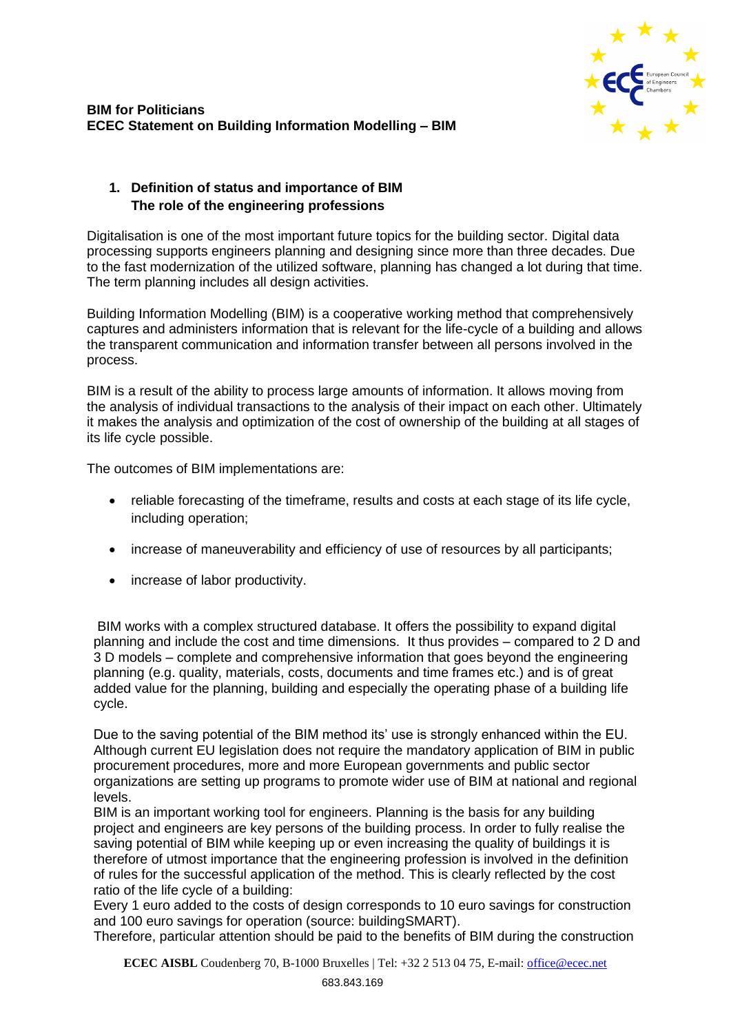**BIM for Politicians**
**ECEC Statement on Building Information Modelling – BIM**

1. **Definition of status and importance of BIM**
   **The role of the engineering professions**

Digitalisation is one of the most important future topics for the building sector. Digital data processing supports engineers planning and designing since more than three decades. Due to the fast modernization of the utilized software, planning has changed a lot during that time. The term planning includes all design activities.

Building Information Modelling (BIM) is a cooperative working method that comprehensively captures and administers information that is relevant for the life-cycle of a building and allows the transparent communication and information transfer between all persons involved in the process.

BIM is a result of the ability to process large amounts of information. It allows moving from the analysis of individual transactions to the analysis of their impact on each other. Ultimately it makes the analysis and optimization of the cost of ownership of the building at all stages of its life cycle possible.

The outcomes of BIM implementations are:

- reliable forecasting of the timeframe, results and costs at each stage of its life cycle, including operation;
- increase of maneuverability and efficiency of use of resources by all participants;
- increase of labor productivity.

BIM works with a complex structured database. It offers the possibility to expand digital planning and include the cost and time dimensions. It thus provides – compared to 2 D and 3 D models – complete and comprehensive information that goes beyond the engineering planning (e.g. quality, materials, costs, documents and time frames etc.) and is of great added value for the planning, building and especially the operating phase of a building life cycle.

Due to the saving potential of the BIM method its' use is strongly enhanced within the EU. Although current EU legislation does not require the mandatory application of BIM in public procurement procedures, more and more European governments and public sector organizations are setting up programs to promote wider use of BIM at national and regional levels.
BIM is an important working tool for engineers. Planning is the basis for any building project and engineers are key persons of the building process. In order to fully realise the saving potential of BIM while keeping up or even increasing the quality of buildings it is therefore of utmost importance that the engineering profession is involved in the definition of rules for the successful application of the method. This is clearly reflected by the cost ratio of the life cycle of a building:
Every 1 euro added to the costs of design corresponds to 10 euro savings for construction and 100 euro savings for operation (source: buildingSMART).
Therefore, particular attention should be paid to the benefits of BIM during the construction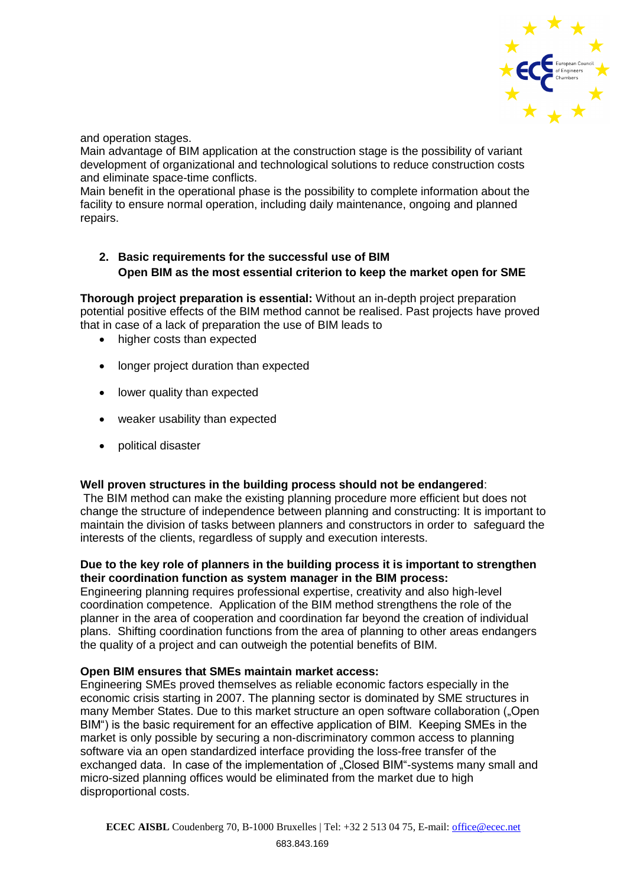and operation stages.
Main advantage of BIM application at the construction stage is the possibility of variant development of organizational and technological solutions to reduce construction costs and eliminate space-time conflicts.
Main benefit in the operational phase is the possibility to complete information about the facility to ensure normal operation, including daily maintenance, ongoing and planned repairs.

## 2. Basic requirements for the successful use of BIM
## Open BIM as the most essential criterion to keep the market open for SME

**Thorough project preparation is essential:** Without an in-depth project preparation potential positive effects of the BIM method cannot be realised. Past projects have proved that in case of a lack of preparation the use of BIM leads to

- higher costs than expected
- longer project duration than expected
- lower quality than expected
- weaker usability than expected
- political disaster

**Well proven structures in the building process should not be endangered**:
The BIM method can make the existing planning procedure more efficient but does not change the structure of independence between planning and constructing: It is important to maintain the division of tasks between planners and constructors in order to safeguard the interests of the clients, regardless of supply and execution interests.

**Due to the key role of planners in the building process it is important to strengthen their coordination function as system manager in the BIM process:**
Engineering planning requires professional expertise, creativity and also high-level coordination competence. Application of the BIM method strengthens the role of the planner in the area of cooperation and coordination far beyond the creation of individual plans. Shifting coordination functions from the area of planning to other areas endangers the quality of a project and can outweigh the potential benefits of BIM.

**Open BIM ensures that SMEs maintain market access:**
Engineering SMEs proved themselves as reliable economic factors especially in the economic crisis starting in 2007. The planning sector is dominated by SME structures in many Member States. Due to this market structure an open software collaboration („Open BIM") is the basic requirement for an effective application of BIM. Keeping SMEs in the market is only possible by securing a non-discriminatory common access to planning software via an open standardized interface providing the loss-free transfer of the exchanged data. In case of the implementation of „Closed BIM"-systems many small and micro-sized planning offices would be eliminated from the market due to high disproportional costs.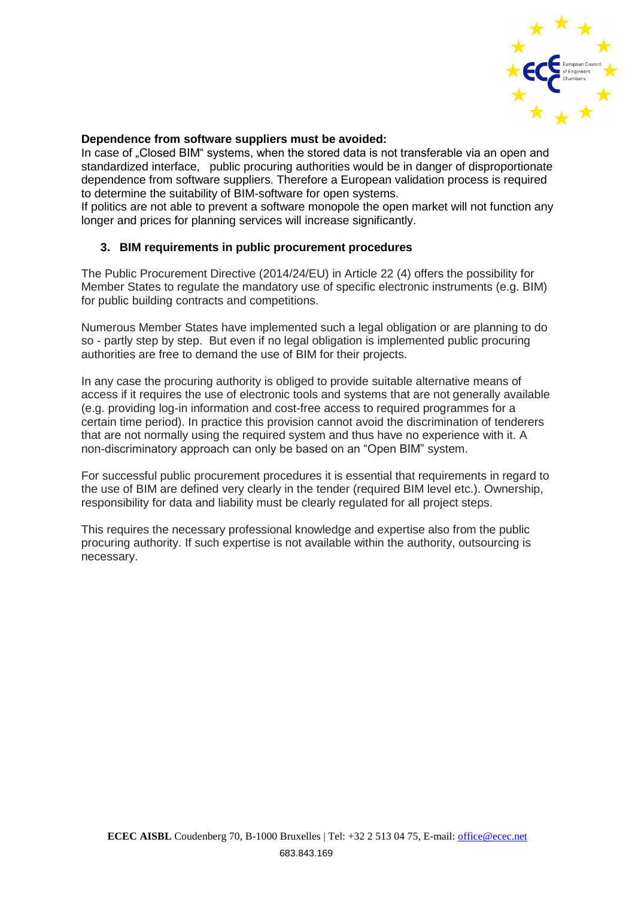**Dependence from software suppliers must be avoided:**
In case of „Closed BIM“ systems, when the stored data is not transferable via an open and standardized interface, public procuring authorities would be in danger of disproportionate dependence from software suppliers. Therefore a European validation process is required to determine the suitability of BIM-software for open systems.
If politics are not able to prevent a software monopole the open market will not function any longer and prices for planning services will increase significantly.

### 3. BIM requirements in public procurement procedures

The Public Procurement Directive (2014/24/EU) in Article 22 (4) offers the possibility for Member States to regulate the mandatory use of specific electronic instruments (e.g. BIM) for public building contracts and competitions.

Numerous Member States have implemented such a legal obligation or are planning to do so - partly step by step. But even if no legal obligation is implemented public procuring authorities are free to demand the use of BIM for their projects.

In any case the procuring authority is obliged to provide suitable alternative means of access if it requires the use of electronic tools and systems that are not generally available (e.g. providing log-in information and cost-free access to required programmes for a certain time period). In practice this provision cannot avoid the discrimination of tenderers that are not normally using the required system and thus have no experience with it. A non-discriminatory approach can only be based on an “Open BIM” system.

For successful public procurement procedures it is essential that requirements in regard to the use of BIM are defined very clearly in the tender (required BIM level etc.). Ownership, responsibility for data and liability must be clearly regulated for all project steps.

This requires the necessary professional knowledge and expertise also from the public procuring authority. If such expertise is not available within the authority, outsourcing is necessary.